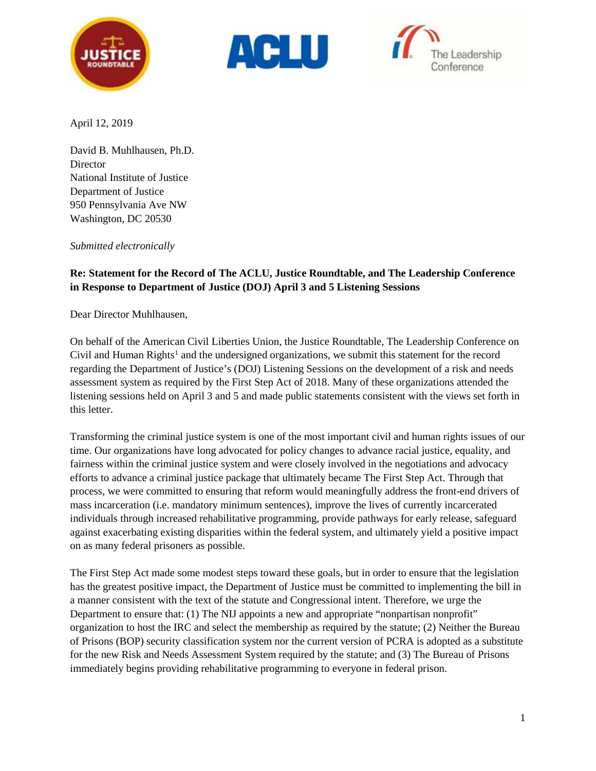April 12, 2019

David B. Muhlhausen, Ph.D.
Director
National Institute of Justice
Department of Justice
950 Pennsylvania Ave NW
Washington, DC 20530

*Submitted electronically*

**Re: Statement for the Record of The ACLU, Justice Roundtable, and The Leadership Conference in Response to Department of Justice (DOJ) April 3 and 5 Listening Sessions**

Dear Director Muhlhausen,

On behalf of the American Civil Liberties Union, the Justice Roundtable, The Leadership Conference on Civil and Human Rights[1] and the undersigned organizations, we submit this statement for the record regarding the Department of Justice's (DOJ) Listening Sessions on the development of a risk and needs assessment system as required by the First Step Act of 2018. Many of these organizations attended the listening sessions held on April 3 and 5 and made public statements consistent with the views set forth in this letter.

Transforming the criminal justice system is one of the most important civil and human rights issues of our time. Our organizations have long advocated for policy changes to advance racial justice, equality, and fairness within the criminal justice system and were closely involved in the negotiations and advocacy efforts to advance a criminal justice package that ultimately became The First Step Act. Through that process, we were committed to ensuring that reform would meaningfully address the front-end drivers of mass incarceration (i.e. mandatory minimum sentences), improve the lives of currently incarcerated individuals through increased rehabilitative programming, provide pathways for early release, safeguard against exacerbating existing disparities within the federal system, and ultimately yield a positive impact on as many federal prisoners as possible.

The First Step Act made some modest steps toward these goals, but in order to ensure that the legislation has the greatest positive impact, the Department of Justice must be committed to implementing the bill in a manner consistent with the text of the statute and Congressional intent. Therefore, we urge the Department to ensure that: (1) The NIJ appoints a new and appropriate "nonpartisan nonprofit" organization to host the IRC and select the membership as required by the statute; (2) Neither the Bureau of Prisons (BOP) security classification system nor the current version of PCRA is adopted as a substitute for the new Risk and Needs Assessment System required by the statute; and (3) The Bureau of Prisons immediately begins providing rehabilitative programming to everyone in federal prison.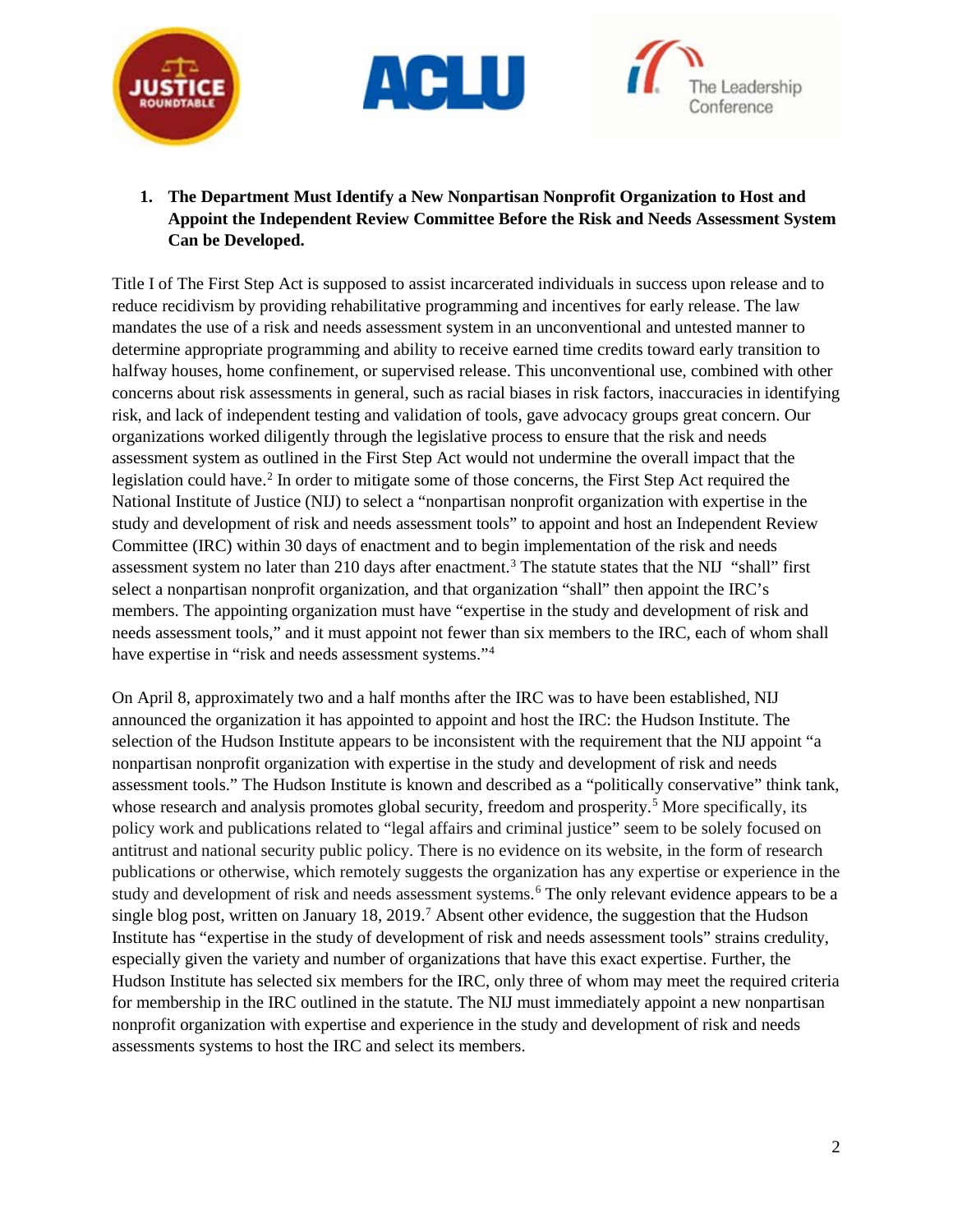1. **The Department Must Identify a New Nonpartisan Nonprofit Organization to Host and Appoint the Independent Review Committee Before the Risk and Needs Assessment System Can be Developed.**

Title I of The First Step Act is supposed to assist incarcerated individuals in success upon release and to reduce recidivism by providing rehabilitative programming and incentives for early release. The law mandates the use of a risk and needs assessment system in an unconventional and untested manner to determine appropriate programming and ability to receive earned time credits toward early transition to halfway houses, home confinement, or supervised release. This unconventional use, combined with other concerns about risk assessments in general, such as racial biases in risk factors, inaccuracies in identifying risk, and lack of independent testing and validation of tools, gave advocacy groups great concern. Our organizations worked diligently through the legislative process to ensure that the risk and needs assessment system as outlined in the First Step Act would not undermine the overall impact that the legislation could have.[2] In order to mitigate some of those concerns, the First Step Act required the National Institute of Justice (NIJ) to select a "nonpartisan nonprofit organization with expertise in the study and development of risk and needs assessment tools" to appoint and host an Independent Review Committee (IRC) within 30 days of enactment and to begin implementation of the risk and needs assessment system no later than 210 days after enactment.[3] The statute states that the NIJ "shall" first select a nonpartisan nonprofit organization, and that organization "shall" then appoint the IRC's members. The appointing organization must have "expertise in the study and development of risk and needs assessment tools," and it must appoint not fewer than six members to the IRC, each of whom shall have expertise in "risk and needs assessment systems."[4]

On April 8, approximately two and a half months after the IRC was to have been established, NIJ announced the organization it has appointed to appoint and host the IRC: the Hudson Institute. The selection of the Hudson Institute appears to be inconsistent with the requirement that the NIJ appoint "a nonpartisan nonprofit organization with expertise in the study and development of risk and needs assessment tools." The Hudson Institute is known and described as a "politically conservative" think tank, whose research and analysis promotes global security, freedom and prosperity.[5] More specifically, its policy work and publications related to "legal affairs and criminal justice" seem to be solely focused on antitrust and national security public policy. There is no evidence on its website, in the form of research publications or otherwise, which remotely suggests the organization has any expertise or experience in the study and development of risk and needs assessment systems.[6] The only relevant evidence appears to be a single blog post, written on January 18, 2019.[7] Absent other evidence, the suggestion that the Hudson Institute has "expertise in the study of development of risk and needs assessment tools" strains credulity, especially given the variety and number of organizations that have this exact expertise. Further, the Hudson Institute has selected six members for the IRC, only three of whom may meet the required criteria for membership in the IRC outlined in the statute. The NIJ must immediately appoint a new nonpartisan nonprofit organization with expertise and experience in the study and development of risk and needs assessments systems to host the IRC and select its members.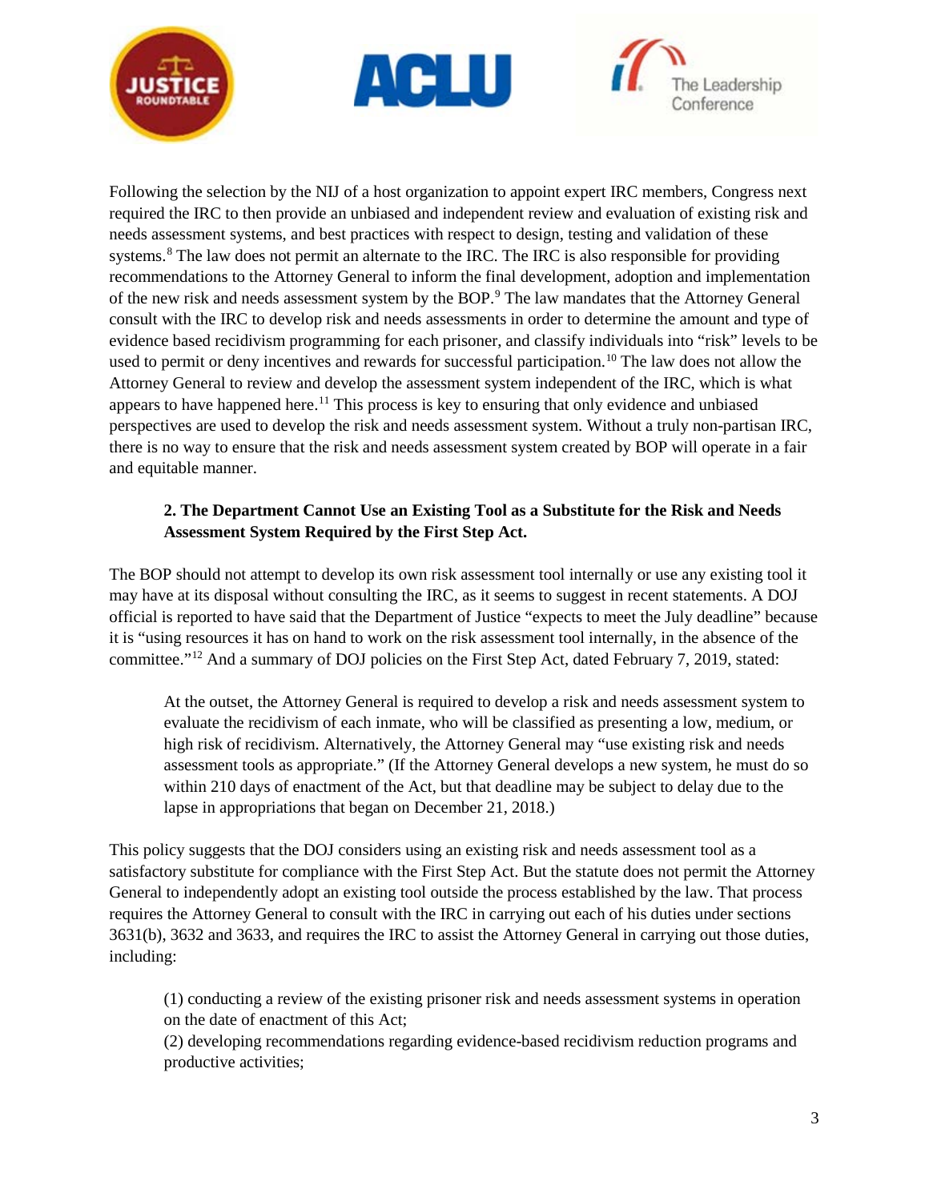Following the selection by the NIJ of a host organization to appoint expert IRC members, Congress next required the IRC to then provide an unbiased and independent review and evaluation of existing risk and needs assessment systems, and best practices with respect to design, testing and validation of these systems.[8] The law does not permit an alternate to the IRC. The IRC is also responsible for providing recommendations to the Attorney General to inform the final development, adoption and implementation of the new risk and needs assessment system by the BOP.[9] The law mandates that the Attorney General consult with the IRC to develop risk and needs assessments in order to determine the amount and type of evidence based recidivism programming for each prisoner, and classify individuals into "risk" levels to be used to permit or deny incentives and rewards for successful participation.[10] The law does not allow the Attorney General to review and develop the assessment system independent of the IRC, which is what appears to have happened here.[11] This process is key to ensuring that only evidence and unbiased perspectives are used to develop the risk and needs assessment system. Without a truly non-partisan IRC, there is no way to ensure that the risk and needs assessment system created by BOP will operate in a fair and equitable manner.

**2. The Department Cannot Use an Existing Tool as a Substitute for the Risk and Needs Assessment System Required by the First Step Act.**

The BOP should not attempt to develop its own risk assessment tool internally or use any existing tool it may have at its disposal without consulting the IRC, as it seems to suggest in recent statements. A DOJ official is reported to have said that the Department of Justice "expects to meet the July deadline" because it is "using resources it has on hand to work on the risk assessment tool internally, in the absence of the committee."[12] And a summary of DOJ policies on the First Step Act, dated February 7, 2019, stated:

> At the outset, the Attorney General is required to develop a risk and needs assessment system to evaluate the recidivism of each inmate, who will be classified as presenting a low, medium, or high risk of recidivism. Alternatively, the Attorney General may "use existing risk and needs assessment tools as appropriate." (If the Attorney General develops a new system, he must do so within 210 days of enactment of the Act, but that deadline may be subject to delay due to the lapse in appropriations that began on December 21, 2018.)

This policy suggests that the DOJ considers using an existing risk and needs assessment tool as a satisfactory substitute for compliance with the First Step Act. But the statute does not permit the Attorney General to independently adopt an existing tool outside the process established by the law. That process requires the Attorney General to consult with the IRC in carrying out each of his duties under sections 3631(b), 3632 and 3633, and requires the IRC to assist the Attorney General in carrying out those duties, including:

> (1) conducting a review of the existing prisoner risk and needs assessment systems in operation on the date of enactment of this Act;
> (2) developing recommendations regarding evidence-based recidivism reduction programs and productive activities;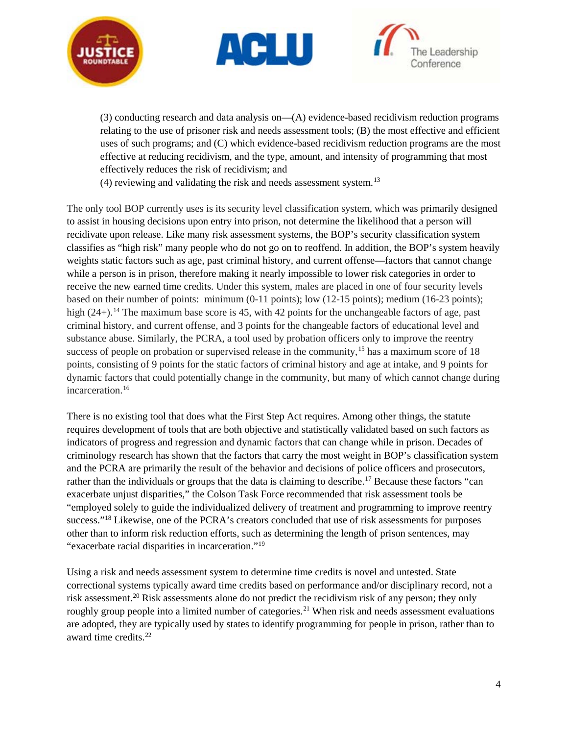(3) conducting research and data analysis on—(A) evidence-based recidivism reduction programs relating to the use of prisoner risk and needs assessment tools; (B) the most effective and efficient uses of such programs; and (C) which evidence-based recidivism reduction programs are the most effective at reducing recidivism, and the type, amount, and intensity of programming that most effectively reduces the risk of recidivism; and
(4) reviewing and validating the risk and needs assessment system.[13]

The only tool BOP currently uses is its security level classification system, which was primarily designed to assist in housing decisions upon entry into prison, not determine the likelihood that a person will recidivate upon release. Like many risk assessment systems, the BOP's security classification system classifies as "high risk" many people who do not go on to reoffend. In addition, the BOP's system heavily weights static factors such as age, past criminal history, and current offense—factors that cannot change while a person is in prison, therefore making it nearly impossible to lower risk categories in order to receive the new earned time credits. Under this system, males are placed in one of four security levels based on their number of points: minimum (0-11 points); low (12-15 points); medium (16-23 points); high (24+).[14] The maximum base score is 45, with 42 points for the unchangeable factors of age, past criminal history, and current offense, and 3 points for the changeable factors of educational level and substance abuse. Similarly, the PCRA, a tool used by probation officers only to improve the reentry success of people on probation or supervised release in the community,[15] has a maximum score of 18 points, consisting of 9 points for the static factors of criminal history and age at intake, and 9 points for dynamic factors that could potentially change in the community, but many of which cannot change during incarceration.[16]

There is no existing tool that does what the First Step Act requires. Among other things, the statute requires development of tools that are both objective and statistically validated based on such factors as indicators of progress and regression and dynamic factors that can change while in prison. Decades of criminology research has shown that the factors that carry the most weight in BOP's classification system and the PCRA are primarily the result of the behavior and decisions of police officers and prosecutors, rather than the individuals or groups that the data is claiming to describe.[17] Because these factors "can exacerbate unjust disparities," the Colson Task Force recommended that risk assessment tools be "employed solely to guide the individualized delivery of treatment and programming to improve reentry success."[18] Likewise, one of the PCRA's creators concluded that use of risk assessments for purposes other than to inform risk reduction efforts, such as determining the length of prison sentences, may "exacerbate racial disparities in incarceration."[19]

Using a risk and needs assessment system to determine time credits is novel and untested. State correctional systems typically award time credits based on performance and/or disciplinary record, not a risk assessment.[20] Risk assessments alone do not predict the recidivism risk of any person; they only roughly group people into a limited number of categories.[21] When risk and needs assessment evaluations are adopted, they are typically used by states to identify programming for people in prison, rather than to award time credits.[22]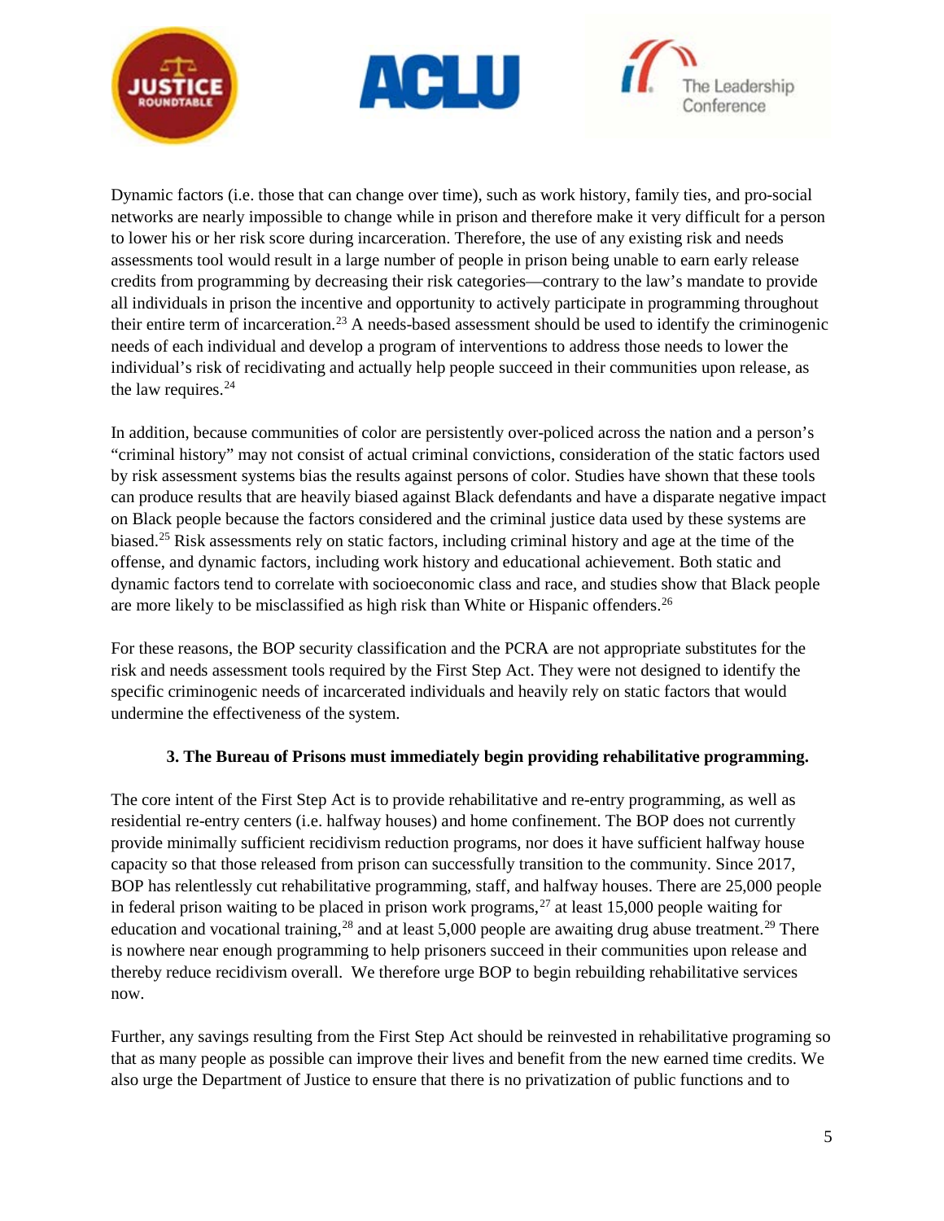Dynamic factors (i.e. those that can change over time), such as work history, family ties, and pro-social networks are nearly impossible to change while in prison and therefore make it very difficult for a person to lower his or her risk score during incarceration. Therefore, the use of any existing risk and needs assessments tool would result in a large number of people in prison being unable to earn early release credits from programming by decreasing their risk categories—contrary to the law's mandate to provide all individuals in prison the incentive and opportunity to actively participate in programming throughout their entire term of incarceration.[23] A needs-based assessment should be used to identify the criminogenic needs of each individual and develop a program of interventions to address those needs to lower the individual's risk of recidivating and actually help people succeed in their communities upon release, as the law requires.[24]

In addition, because communities of color are persistently over-policed across the nation and a person's "criminal history" may not consist of actual criminal convictions, consideration of the static factors used by risk assessment systems bias the results against persons of color. Studies have shown that these tools can produce results that are heavily biased against Black defendants and have a disparate negative impact on Black people because the factors considered and the criminal justice data used by these systems are biased.[25] Risk assessments rely on static factors, including criminal history and age at the time of the offense, and dynamic factors, including work history and educational achievement. Both static and dynamic factors tend to correlate with socioeconomic class and race, and studies show that Black people are more likely to be misclassified as high risk than White or Hispanic offenders.[26]

For these reasons, the BOP security classification and the PCRA are not appropriate substitutes for the risk and needs assessment tools required by the First Step Act. They were not designed to identify the specific criminogenic needs of incarcerated individuals and heavily rely on static factors that would undermine the effectiveness of the system.

**3. The Bureau of Prisons must immediately begin providing rehabilitative programming.**

The core intent of the First Step Act is to provide rehabilitative and re-entry programming, as well as residential re-entry centers (i.e. halfway houses) and home confinement. The BOP does not currently provide minimally sufficient recidivism reduction programs, nor does it have sufficient halfway house capacity so that those released from prison can successfully transition to the community. Since 2017, BOP has relentlessly cut rehabilitative programming, staff, and halfway houses. There are 25,000 people in federal prison waiting to be placed in prison work programs,[27] at least 15,000 people waiting for education and vocational training,[28] and at least 5,000 people are awaiting drug abuse treatment.[29] There is nowhere near enough programming to help prisoners succeed in their communities upon release and thereby reduce recidivism overall. We therefore urge BOP to begin rebuilding rehabilitative services now.

Further, any savings resulting from the First Step Act should be reinvested in rehabilitative programing so that as many people as possible can improve their lives and benefit from the new earned time credits. We also urge the Department of Justice to ensure that there is no privatization of public functions and to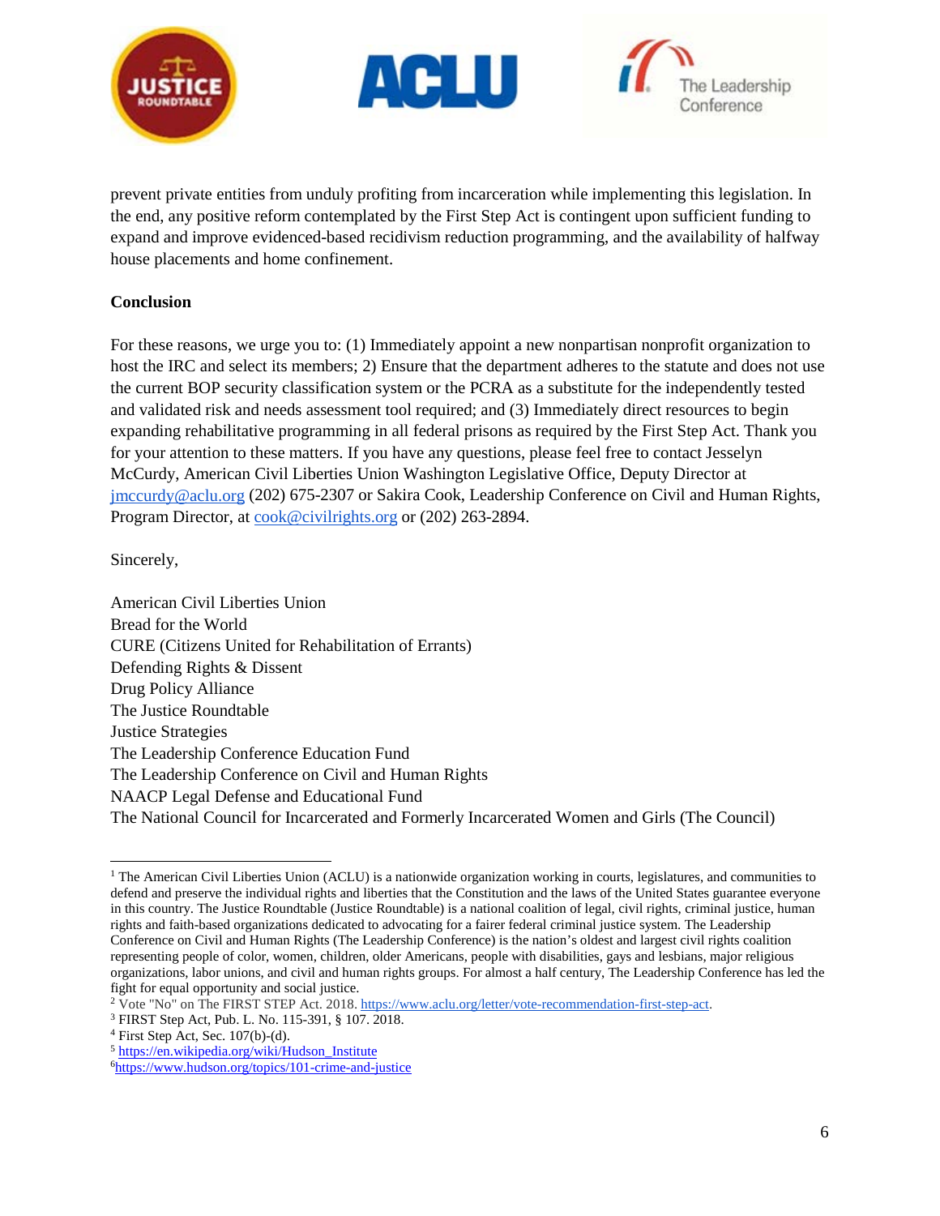prevent private entities from unduly profiting from incarceration while implementing this legislation. In the end, any positive reform contemplated by the First Step Act is contingent upon sufficient funding to expand and improve evidenced-based recidivism reduction programming, and the availability of halfway house placements and home confinement.

**Conclusion**

For these reasons, we urge you to: (1) Immediately appoint a new nonpartisan nonprofit organization to host the IRC and select its members; 2) Ensure that the department adheres to the statute and does not use the current BOP security classification system or the PCRA as a substitute for the independently tested and validated risk and needs assessment tool required; and (3) Immediately direct resources to begin expanding rehabilitative programming in all federal prisons as required by the First Step Act. Thank you for your attention to these matters. If you have any questions, please feel free to contact Jesselyn McCurdy, American Civil Liberties Union Washington Legislative Office, Deputy Director at jmccurdy@aclu.org (202) 675-2307 or Sakira Cook, Leadership Conference on Civil and Human Rights, Program Director, at cook@civilrights.org or (202) 263-2894.

Sincerely,

American Civil Liberties Union
Bread for the World
CURE (Citizens United for Rehabilitation of Errants)
Defending Rights & Dissent
Drug Policy Alliance
The Justice Roundtable
Justice Strategies
The Leadership Conference Education Fund
The Leadership Conference on Civil and Human Rights
NAACP Legal Defense and Educational Fund
The National Council for Incarcerated and Formerly Incarcerated Women and Girls (The Council)

---

[1] The American Civil Liberties Union (ACLU) is a nationwide organization working in courts, legislatures, and communities to defend and preserve the individual rights and liberties that the Constitution and the laws of the United States guarantee everyone in this country. The Justice Roundtable (Justice Roundtable) is a national coalition of legal, civil rights, criminal justice, human rights and faith-based organizations dedicated to advocating for a fairer federal criminal justice system. The Leadership Conference on Civil and Human Rights (The Leadership Conference) is the nation's oldest and largest civil rights coalition representing people of color, women, children, older Americans, people with disabilities, gays and lesbians, major religious organizations, labor unions, and civil and human rights groups. For almost a half century, The Leadership Conference has led the fight for equal opportunity and social justice.

[2] Vote "No" on The FIRST STEP Act. 2018. https://www.aclu.org/letter/vote-recommendation-first-step-act.

[3] FIRST Step Act, Pub. L. No. 115-391, § 107. 2018.

[4] First Step Act, Sec. 107(b)-(d).

[5] https://en.wikipedia.org/wiki/Hudson_Institute

[6] https://www.hudson.org/topics/101-crime-and-justice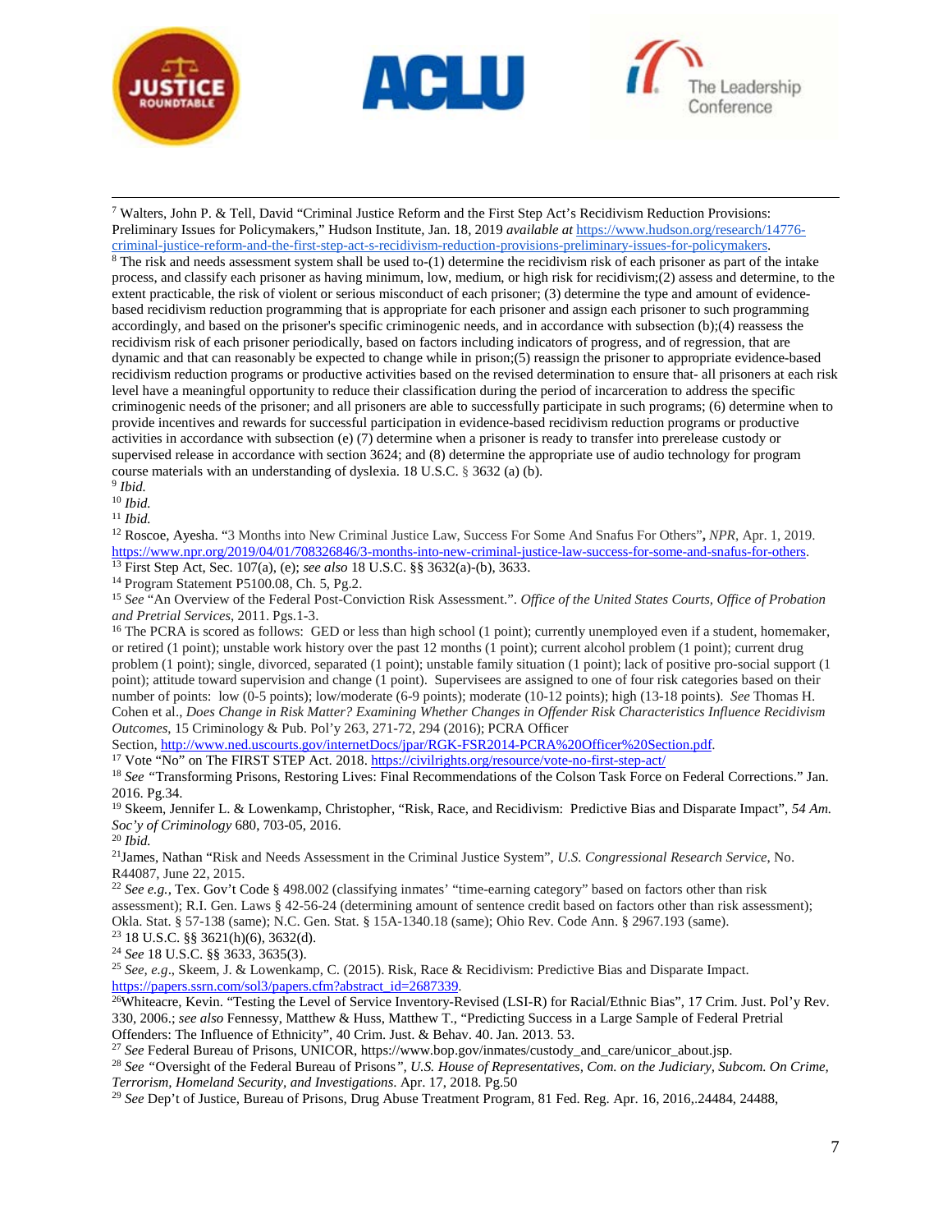[7] Walters, John P. & Tell, David "Criminal Justice Reform and the First Step Act's Recidivism Reduction Provisions: Preliminary Issues for Policymakers," Hudson Institute, Jan. 18, 2019 *available at* https://www.hudson.org/research/14776-criminal-justice-reform-and-the-first-step-act-s-recidivism-reduction-provisions-preliminary-issues-for-policymakers.

[8] The risk and needs assessment system shall be used to-(1) determine the recidivism risk of each prisoner as part of the intake process, and classify each prisoner as having minimum, low, medium, or high risk for recidivism;(2) assess and determine, to the extent practicable, the risk of violent or serious misconduct of each prisoner; (3) determine the type and amount of evidence-based recidivism reduction programming that is appropriate for each prisoner and assign each prisoner to such programming accordingly, and based on the prisoner's specific criminogenic needs, and in accordance with subsection (b);(4) reassess the recidivism risk of each prisoner periodically, based on factors including indicators of progress, and of regression, that are dynamic and that can reasonably be expected to change while in prison;(5) reassign the prisoner to appropriate evidence-based recidivism reduction programs or productive activities based on the revised determination to ensure that- all prisoners at each risk level have a meaningful opportunity to reduce their classification during the period of incarceration to address the specific criminogenic needs of the prisoner; and all prisoners are able to successfully participate in such programs; (6) determine when to provide incentives and rewards for successful participation in evidence-based recidivism reduction programs or productive activities in accordance with subsection (e) (7) determine when a prisoner is ready to transfer into prerelease custody or supervised release in accordance with section 3624; and (8) determine the appropriate use of audio technology for program course materials with an understanding of dyslexia. 18 U.S.C. § 3632 (a) (b).

[9] *Ibid.*

[10] *Ibid.*

[11] *Ibid.*

[12] Roscoe, Ayesha. "3 Months into New Criminal Justice Law, Success For Some And Snafus For Others", *NPR*, Apr. 1, 2019. https://www.npr.org/2019/04/01/708326846/3-months-into-new-criminal-justice-law-success-for-some-and-snafus-for-others.

[13] First Step Act, Sec. 107(a), (e); *see also* 18 U.S.C. §§ 3632(a)-(b), 3633.

[14] Program Statement P5100.08, Ch. 5, Pg.2.

[15] *See* "An Overview of the Federal Post-Conviction Risk Assessment.". *Office of the United States Courts, Office of Probation and Pretrial Services*, 2011. Pgs.1-3.

[16] The PCRA is scored as follows: GED or less than high school (1 point); currently unemployed even if a student, homemaker, or retired (1 point); unstable work history over the past 12 months (1 point); current alcohol problem (1 point); current drug problem (1 point); single, divorced, separated (1 point); unstable family situation (1 point); lack of positive pro-social support (1 point); attitude toward supervision and change (1 point). Supervisees are assigned to one of four risk categories based on their number of points: low (0-5 points); low/moderate (6-9 points); moderate (10-12 points); high (13-18 points). *See* Thomas H. Cohen et al., *Does Change in Risk Matter? Examining Whether Changes in Offender Risk Characteristics Influence Recidivism Outcomes*, 15 Criminology & Pub. Pol'y 263, 271-72, 294 (2016); PCRA Officer Section, http://www.ned.uscourts.gov/internetDocs/jpar/RGK-FSR2014-PCRA%20Officer%20Section.pdf.

[17] Vote "No" on The FIRST STEP Act. 2018. https://civilrights.org/resource/vote-no-first-step-act/

[18] *See* "Transforming Prisons, Restoring Lives: Final Recommendations of the Colson Task Force on Federal Corrections." Jan. 2016. Pg.34.

[19] Skeem, Jennifer L. & Lowenkamp, Christopher, "Risk, Race, and Recidivism: Predictive Bias and Disparate Impact", *54 Am. Soc'y of Criminology* 680, 703-05, 2016.

[20] *Ibid.*

[21] James, Nathan "Risk and Needs Assessment in the Criminal Justice System", *U.S. Congressional Research Service*, No. R44087, June 22, 2015.

[22] *See e.g.,* Tex. Gov't Code § 498.002 (classifying inmates' "time-earning category" based on factors other than risk assessment); R.I. Gen. Laws § 42-56-24 (determining amount of sentence credit based on factors other than risk assessment); Okla. Stat. § 57-138 (same); N.C. Gen. Stat. § 15A-1340.18 (same); Ohio Rev. Code Ann. § 2967.193 (same).

[23] 18 U.S.C. §§ 3621(h)(6), 3632(d).

[24] *See* 18 U.S.C. §§ 3633, 3635(3).

[25] *See, e.g*., Skeem, J. & Lowenkamp, C. (2015). Risk, Race & Recidivism: Predictive Bias and Disparate Impact. https://papers.ssrn.com/sol3/papers.cfm?abstract_id=2687339.

[26] Whiteacre, Kevin. "Testing the Level of Service Inventory-Revised (LSI-R) for Racial/Ethnic Bias", 17 Crim. Just. Pol'y Rev. 330, 2006.; *see also* Fennessy, Matthew & Huss, Matthew T., "Predicting Success in a Large Sample of Federal Pretrial Offenders: The Influence of Ethnicity", 40 Crim. Just. & Behav. 40. Jan. 2013. 53.

[27] *See* Federal Bureau of Prisons, UNICOR, https://www.bop.gov/inmates/custody_and_care/unicor_about.jsp.

[28] *See* "Oversight of the Federal Bureau of Prisons*", U.S. House of Representatives, Com. on the Judiciary, Subcom. On Crime, Terrorism, Homeland Security, and Investigations.* Apr. 17, 2018. Pg.50

[29] *See* Dep't of Justice, Bureau of Prisons, Drug Abuse Treatment Program, 81 Fed. Reg. Apr. 16, 2016,.24484, 24488,